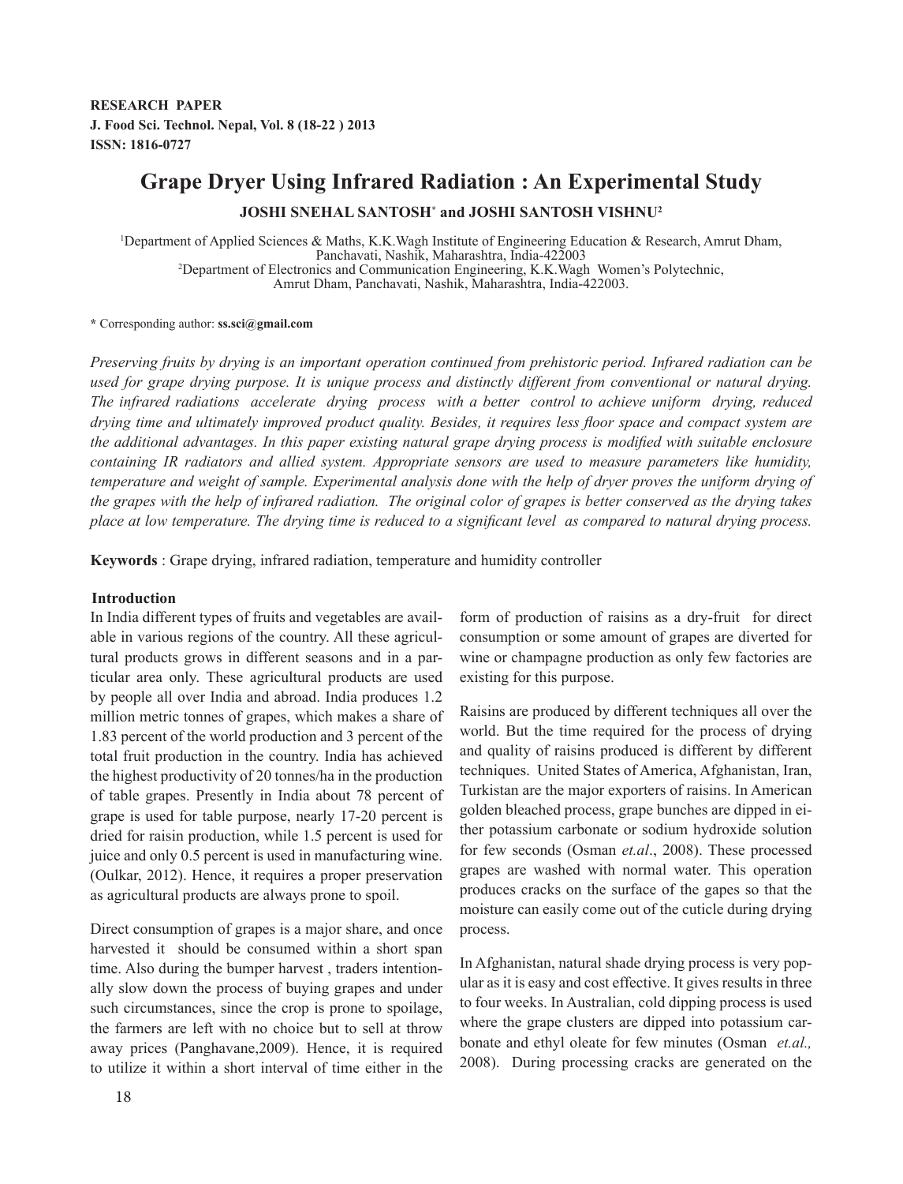**RESEARCH PAPER**
**J. Food Sci. Technol. Nepal, Vol. 8 (18-22 ) 2013**
**ISSN: 1816-0727**

# Grape Dryer Using Infrared Radiation : An Experimental Study

**JOSHI SNEHAL SANTOSH* and JOSHI SANTOSH VISHNU[2]**

[1]Department of Applied Sciences & Maths, K.K.Wagh Institute of Engineering Education & Research, Amrut Dham, Panchavati, Nashik, Maharashtra, India-422003
[2]Department of Electronics and Communication Engineering, K.K.Wagh Women's Polytechnic, Amrut Dham, Panchavati, Nashik, Maharashtra, India-422003.

**\*** Corresponding author: **ss.sci@gmail.com**

*Preserving fruits by drying is an important operation continued from prehistoric period. Infrared radiation can be used for grape drying purpose. It is unique process and distinctly different from conventional or natural drying. The infrared radiations accelerate drying process with a better control to achieve uniform drying, reduced drying time and ultimately improved product quality. Besides, it requires less floor space and compact system are the additional advantages. In this paper existing natural grape drying process is modified with suitable enclosure containing IR radiators and allied system. Appropriate sensors are used to measure parameters like humidity, temperature and weight of sample. Experimental analysis done with the help of dryer proves the uniform drying of the grapes with the help of infrared radiation. The original color of grapes is better conserved as the drying takes place at low temperature. The drying time is reduced to a significant level as compared to natural drying process.*

**Keywords** : Grape drying, infrared radiation, temperature and humidity controller

## Introduction

In India different types of fruits and vegetables are available in various regions of the country. All these agricultural products grows in different seasons and in a particular area only. These agricultural products are used by people all over India and abroad. India produces 1.2 million metric tonnes of grapes, which makes a share of 1.83 percent of the world production and 3 percent of the total fruit production in the country. India has achieved the highest productivity of 20 tonnes/ha in the production of table grapes. Presently in India about 78 percent of grape is used for table purpose, nearly 17-20 percent is dried for raisin production, while 1.5 percent is used for juice and only 0.5 percent is used in manufacturing wine. (Oulkar, 2012). Hence, it requires a proper preservation as agricultural products are always prone to spoil.

Direct consumption of grapes is a major share, and once harvested it should be consumed within a short span time. Also during the bumper harvest , traders intentionally slow down the process of buying grapes and under such circumstances, since the crop is prone to spoilage, the farmers are left with no choice but to sell at throw away prices (Panghavane,2009). Hence, it is required to utilize it within a short interval of time either in the form of production of raisins as a dry-fruit for direct consumption or some amount of grapes are diverted for wine or champagne production as only few factories are existing for this purpose.

Raisins are produced by different techniques all over the world. But the time required for the process of drying and quality of raisins produced is different by different techniques. United States of America, Afghanistan, Iran, Turkistan are the major exporters of raisins. In American golden bleached process, grape bunches are dipped in either potassium carbonate or sodium hydroxide solution for few seconds (Osman *et.al*., 2008). These processed grapes are washed with normal water. This operation produces cracks on the surface of the gapes so that the moisture can easily come out of the cuticle during drying process.

In Afghanistan, natural shade drying process is very popular as it is easy and cost effective. It gives results in three to four weeks. In Australian, cold dipping process is used where the grape clusters are dipped into potassium carbonate and ethyl oleate for few minutes (Osman *et.al.,* 2008). During processing cracks are generated on the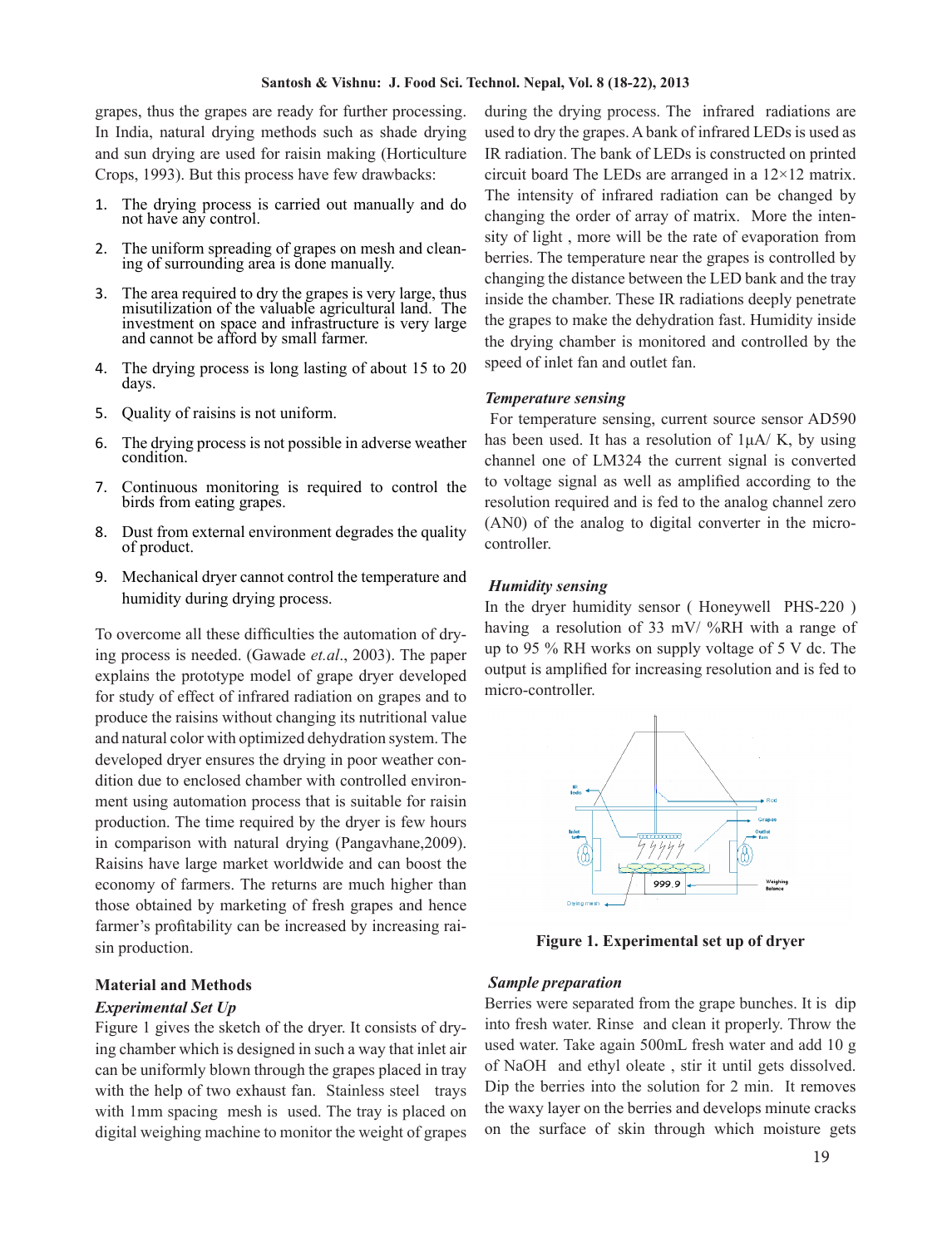grapes, thus the grapes are ready for further processing. In India, natural drying methods such as shade drying and sun drying are used for raisin making (Horticulture Crops, 1993). But this process have few drawbacks:

1. The drying process is carried out manually and do not have any control.
2. The uniform spreading of grapes on mesh and cleaning of surrounding area is done manually.
3. The area required to dry the grapes is very large, thus misutilization of the valuable agricultural land. The investment on space and infrastructure is very large and cannot be afford by small farmer.
4. The drying process is long lasting of about 15 to 20 days.
5. Quality of raisins is not uniform.
6. The drying process is not possible in adverse weather condition.
7. Continuous monitoring is required to control the birds from eating grapes.
8. Dust from external environment degrades the quality of product.
9. Mechanical dryer cannot control the temperature and humidity during drying process.

To overcome all these difficulties the automation of drying process is needed. (Gawade *et.al*., 2003). The paper explains the prototype model of grape dryer developed for study of effect of infrared radiation on grapes and to produce the raisins without changing its nutritional value and natural color with optimized dehydration system. The developed dryer ensures the drying in poor weather condition due to enclosed chamber with controlled environment using automation process that is suitable for raisin production. The time required by the dryer is few hours in comparison with natural drying (Pangavhane,2009). Raisins have large market worldwide and can boost the economy of farmers. The returns are much higher than those obtained by marketing of fresh grapes and hence farmer's profitability can be increased by increasing raisin production.

## Material and Methods

### *Experimental Set Up*

Figure 1 gives the sketch of the dryer. It consists of drying chamber which is designed in such a way that inlet air can be uniformly blown through the grapes placed in tray with the help of two exhaust fan. Stainless steel trays with 1mm spacing mesh is used. The tray is placed on digital weighing machine to monitor the weight of grapes during the drying process. The infrared radiations are used to dry the grapes. A bank of infrared LEDs is used as IR radiation. The bank of LEDs is constructed on printed circuit board The LEDs are arranged in a 12×12 matrix. The intensity of infrared radiation can be changed by changing the order of array of matrix. More the intensity of light , more will be the rate of evaporation from berries. The temperature near the grapes is controlled by changing the distance between the LED bank and the tray inside the chamber. These IR radiations deeply penetrate the grapes to make the dehydration fast. Humidity inside the drying chamber is monitored and controlled by the speed of inlet fan and outlet fan.

### *Temperature sensing*

For temperature sensing, current source sensor AD590 has been used. It has a resolution of 1μA/ K, by using channel one of LM324 the current signal is converted to voltage signal as well as amplified according to the resolution required and is fed to the analog channel zero (AN0) of the analog to digital converter in the micro-controller.

### *Humidity sensing*

In the dryer humidity sensor ( Honeywell PHS-220 ) having a resolution of 33 mV/ %RH with a range of up to 95 % RH works on supply voltage of 5 V dc. The output is amplified for increasing resolution and is fed to micro-controller.

**Figure 1. Experimental set up of dryer**

### *Sample preparation*

Berries were separated from the grape bunches. It is dip into fresh water. Rinse and clean it properly. Throw the used water. Take again 500mL fresh water and add 10 g of NaOH and ethyl oleate , stir it until gets dissolved. Dip the berries into the solution for 2 min. It removes the waxy layer on the berries and develops minute cracks on the surface of skin through which moisture gets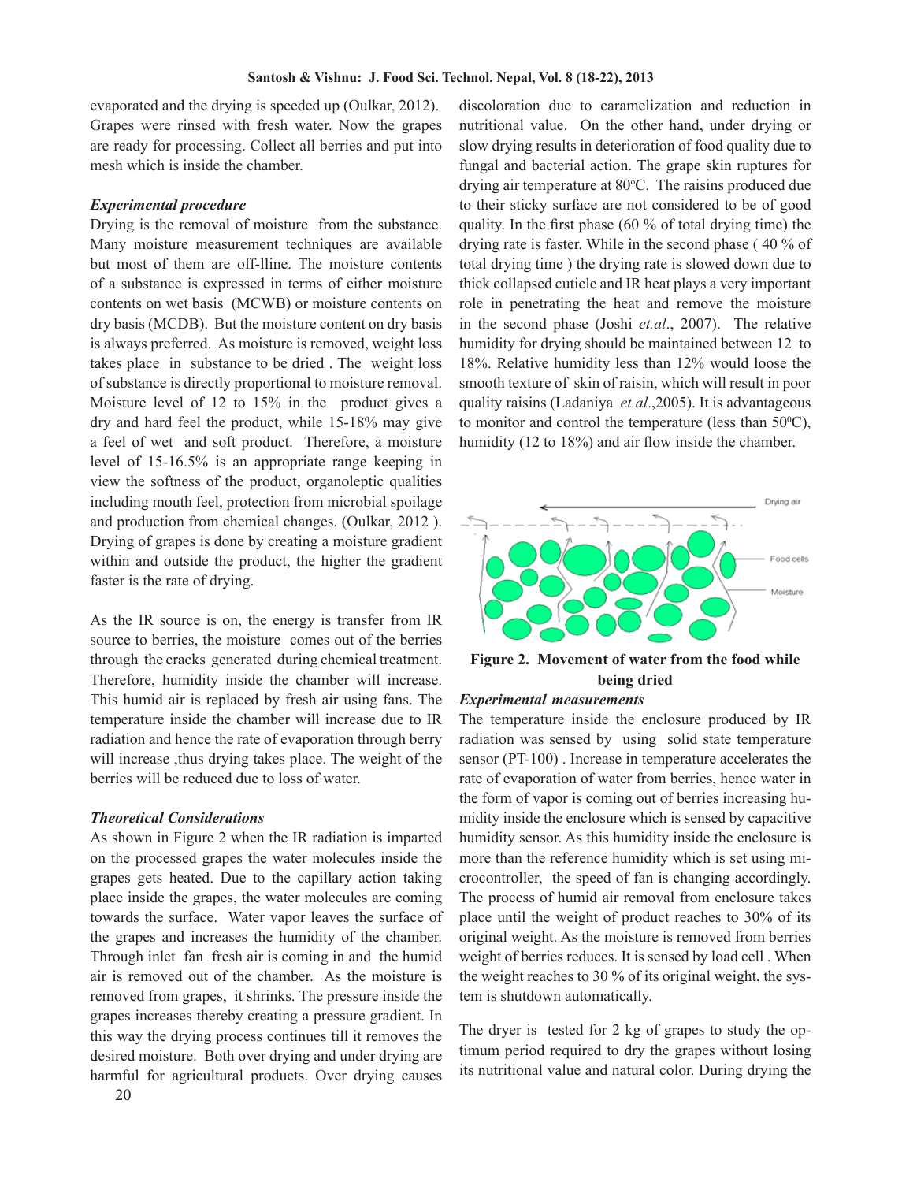evaporated and the drying is speeded up (Oulkar, 2012). Grapes were rinsed with fresh water. Now the grapes are ready for processing. Collect all berries and put into mesh which is inside the chamber.

***Experimental procedure***

Drying is the removal of moisture from the substance. Many moisture measurement techniques are available but most of them are off-lline. The moisture contents of a substance is expressed in terms of either moisture contents on wet basis (MCWB) or moisture contents on dry basis (MCDB). But the moisture content on dry basis is always preferred. As moisture is removed, weight loss takes place in substance to be dried . The weight loss of substance is directly proportional to moisture removal. Moisture level of 12 to 15% in the product gives a dry and hard feel the product, while 15-18% may give a feel of wet and soft product. Therefore, a moisture level of 15-16.5% is an appropriate range keeping in view the softness of the product, organoleptic qualities including mouth feel, protection from microbial spoilage and production from chemical changes. (Oulkar, 2012 ). Drying of grapes is done by creating a moisture gradient within and outside the product, the higher the gradient faster is the rate of drying.

As the IR source is on, the energy is transfer from IR source to berries, the moisture comes out of the berries through the cracks generated during chemical treatment. Therefore, humidity inside the chamber will increase. This humid air is replaced by fresh air using fans. The temperature inside the chamber will increase due to IR radiation and hence the rate of evaporation through berry will increase ,thus drying takes place. The weight of the berries will be reduced due to loss of water.

***Theoretical Considerations***

As shown in Figure 2 when the IR radiation is imparted on the processed grapes the water molecules inside the grapes gets heated. Due to the capillary action taking place inside the grapes, the water molecules are coming towards the surface. Water vapor leaves the surface of the grapes and increases the humidity of the chamber. Through inlet fan fresh air is coming in and the humid air is removed out of the chamber. As the moisture is removed from grapes, it shrinks. The pressure inside the grapes increases thereby creating a pressure gradient. In this way the drying process continues till it removes the desired moisture. Both over drying and under drying are harmful for agricultural products. Over drying causes discoloration due to caramelization and reduction in nutritional value. On the other hand, under drying or slow drying results in deterioration of food quality due to fungal and bacterial action. The grape skin ruptures for drying air temperature at 80°C. The raisins produced due to their sticky surface are not considered to be of good quality. In the first phase (60 % of total drying time) the drying rate is faster. While in the second phase ( 40 % of total drying time ) the drying rate is slowed down due to thick collapsed cuticle and IR heat plays a very important role in penetrating the heat and remove the moisture in the second phase (Joshi *et.al*., 2007). The relative humidity for drying should be maintained between 12 to 18%. Relative humidity less than 12% would loose the smooth texture of skin of raisin, which will result in poor quality raisins (Ladaniya *et.al*.,2005). It is advantageous to monitor and control the temperature (less than 50°C), humidity (12 to 18%) and air flow inside the chamber.

Drying air

Food cells

Moisture

**Figure 2. Movement of water from the food while being dried**

***Experimental measurements***

The temperature inside the enclosure produced by IR radiation was sensed by using solid state temperature sensor (PT-100) . Increase in temperature accelerates the rate of evaporation of water from berries, hence water in the form of vapor is coming out of berries increasing humidity inside the enclosure which is sensed by capacitive humidity sensor. As this humidity inside the enclosure is more than the reference humidity which is set using microcontroller, the speed of fan is changing accordingly. The process of humid air removal from enclosure takes place until the weight of product reaches to 30% of its original weight. As the moisture is removed from berries weight of berries reduces. It is sensed by load cell . When the weight reaches to 30 % of its original weight, the system is shutdown automatically.

The dryer is tested for 2 kg of grapes to study the optimum period required to dry the grapes without losing its nutritional value and natural color. During drying the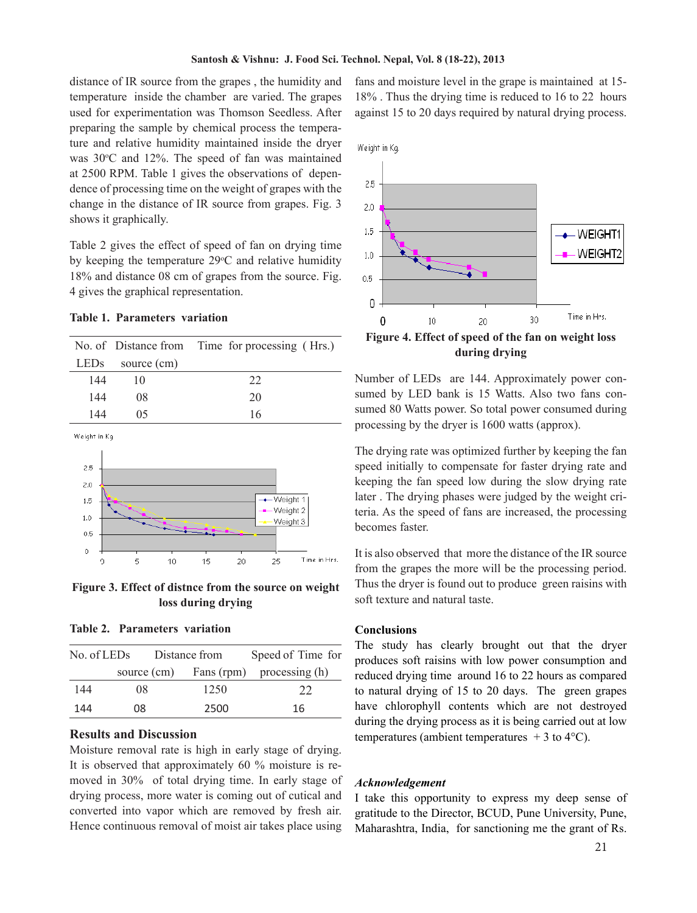distance of IR source from the grapes , the humidity and temperature inside the chamber are varied. The grapes used for experimentation was Thomson Seedless. After preparing the sample by chemical process the temperature and relative humidity maintained inside the dryer was 30°C and 12%. The speed of fan was maintained at 2500 RPM. Table 1 gives the observations of dependence of processing time on the weight of grapes with the change in the distance of IR source from grapes. Fig. 3 shows it graphically.

Table 2 gives the effect of speed of fan on drying time by keeping the temperature 29°C and relative humidity 18% and distance 08 cm of grapes from the source. Fig. 4 gives the graphical representation.

**Table 1. Parameters variation**

| No. of LEDs | Distance from source (cm) | Time for processing ( Hrs.) |
|---|---|---|
| 144 | 10 | 22 |
| 144 | 08 | 20 |
| 144 | 05 | 16 |

**Figure 3. Effect of distnce from the source on weight loss during drying**

**Table 2. Parameters variation**

| No. of LEDs | Distance from source (cm) | Speed of Fans (rpm) | Time for processing (h) |
|---|---|---|---|
| 144 | 08 | 1250 | 22 |
| 144 | 08 | 2500 | 16 |

## Results and Discussion

Moisture removal rate is high in early stage of drying. It is observed that approximately 60 % moisture is removed in 30% of total drying time. In early stage of drying process, more water is coming out of cutical and converted into vapor which are removed by fresh air. Hence continuous removal of moist air takes place using fans and moisture level in the grape is maintained at 15-18% . Thus the drying time is reduced to 16 to 22 hours against 15 to 20 days required by natural drying process.

**Figure 4. Effect of speed of the fan on weight loss during drying**

Number of LEDs are 144. Approximately power consumed by LED bank is 15 Watts. Also two fans consumed 80 Watts power. So total power consumed during processing by the dryer is 1600 watts (approx).

The drying rate was optimized further by keeping the fan speed initially to compensate for faster drying rate and keeping the fan speed low during the slow drying rate later . The drying phases were judged by the weight criteria. As the speed of fans are increased, the processing becomes faster.

It is also observed that more the distance of the IR source from the grapes the more will be the processing period. Thus the dryer is found out to produce green raisins with soft texture and natural taste.

## Conclusions

The study has clearly brought out that the dryer produces soft raisins with low power consumption and reduced drying time around 16 to 22 hours as compared to natural drying of 15 to 20 days. The green grapes have chlorophyll contents which are not destroyed during the drying process as it is being carried out at low temperatures (ambient temperatures + 3 to 4°C).

### *Acknowledgement*

I take this opportunity to express my deep sense of gratitude to the Director, BCUD, Pune University, Pune, Maharashtra, India, for sanctioning me the grant of Rs.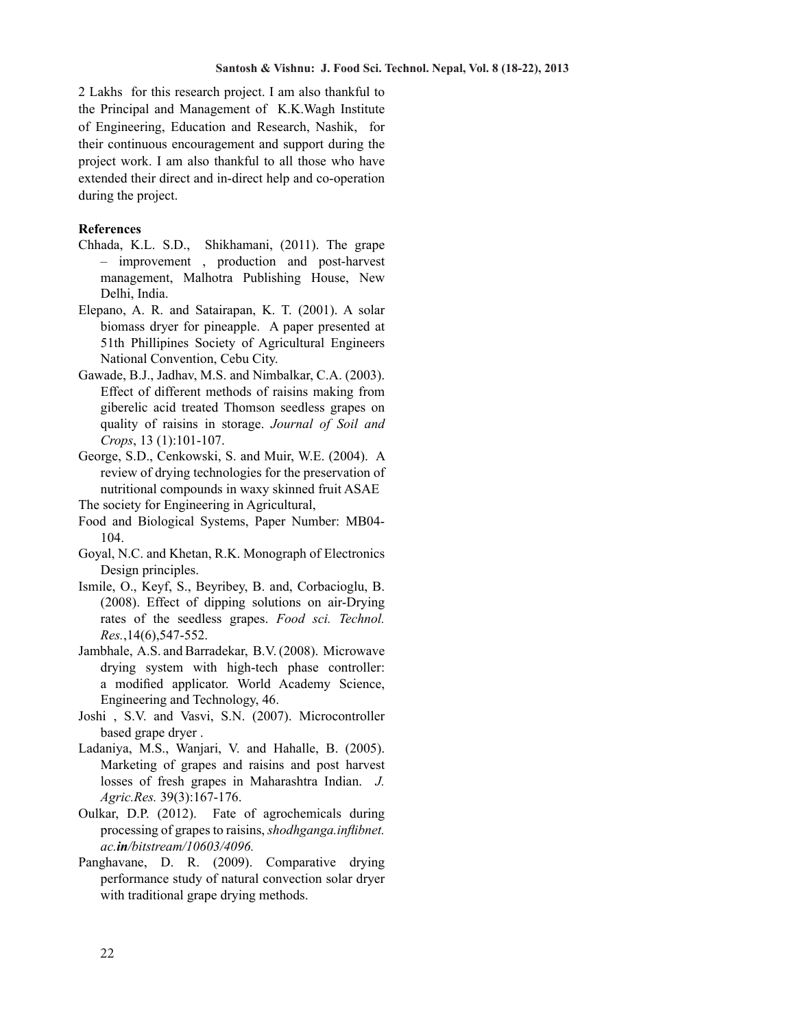2 Lakhs for this research project. I am also thankful to the Principal and Management of K.K.Wagh Institute of Engineering, Education and Research, Nashik, for their continuous encouragement and support during the project work. I am also thankful to all those who have extended their direct and in-direct help and co-operation during the project.

## References

Chhada, K.L. S.D., Shikhamani, (2011). The grape – improvement , production and post-harvest management, Malhotra Publishing House, New Delhi, India.

Elepano, A. R. and Satairapan, K. T. (2001). A solar biomass dryer for pineapple. A paper presented at 51th Phillipines Society of Agricultural Engineers National Convention, Cebu City.

Gawade, B.J., Jadhav, M.S. and Nimbalkar, C.A. (2003). Effect of different methods of raisins making from giberelic acid treated Thomson seedless grapes on quality of raisins in storage. *Journal of Soil and Crops*, 13 (1):101-107.

George, S.D., Cenkowski, S. and Muir, W.E. (2004). A review of drying technologies for the preservation of nutritional compounds in waxy skinned fruit ASAE The society for Engineering in Agricultural, Food and Biological Systems, Paper Number: MB04-104.

Goyal, N.C. and Khetan, R.K. Monograph of Electronics Design principles.

Ismile, O., Keyf, S., Beyribey, B. and, Corbacioglu, B. (2008). Effect of dipping solutions on air-Drying rates of the seedless grapes. *Food sci. Technol. Res.*,14(6),547-552.

Jambhale, A.S. and Barradekar, B.V. (2008). Microwave drying system with high-tech phase controller: a modified applicator. World Academy Science, Engineering and Technology, 46.

Joshi , S.V. and Vasvi, S.N. (2007). Microcontroller based grape dryer .

Ladaniya, M.S., Wanjari, V. and Hahalle, B. (2005). Marketing of grapes and raisins and post harvest losses of fresh grapes in Maharashtra Indian. *J. Agric.Res.* 39(3):167-176.

Oulkar, D.P. (2012). Fate of agrochemicals during processing of grapes to raisins, *shodhganga.inflibnet.ac.**in**/bitstream/10603/4096.*

Panghavane, D. R. (2009). Comparative drying performance study of natural convection solar dryer with traditional grape drying methods.